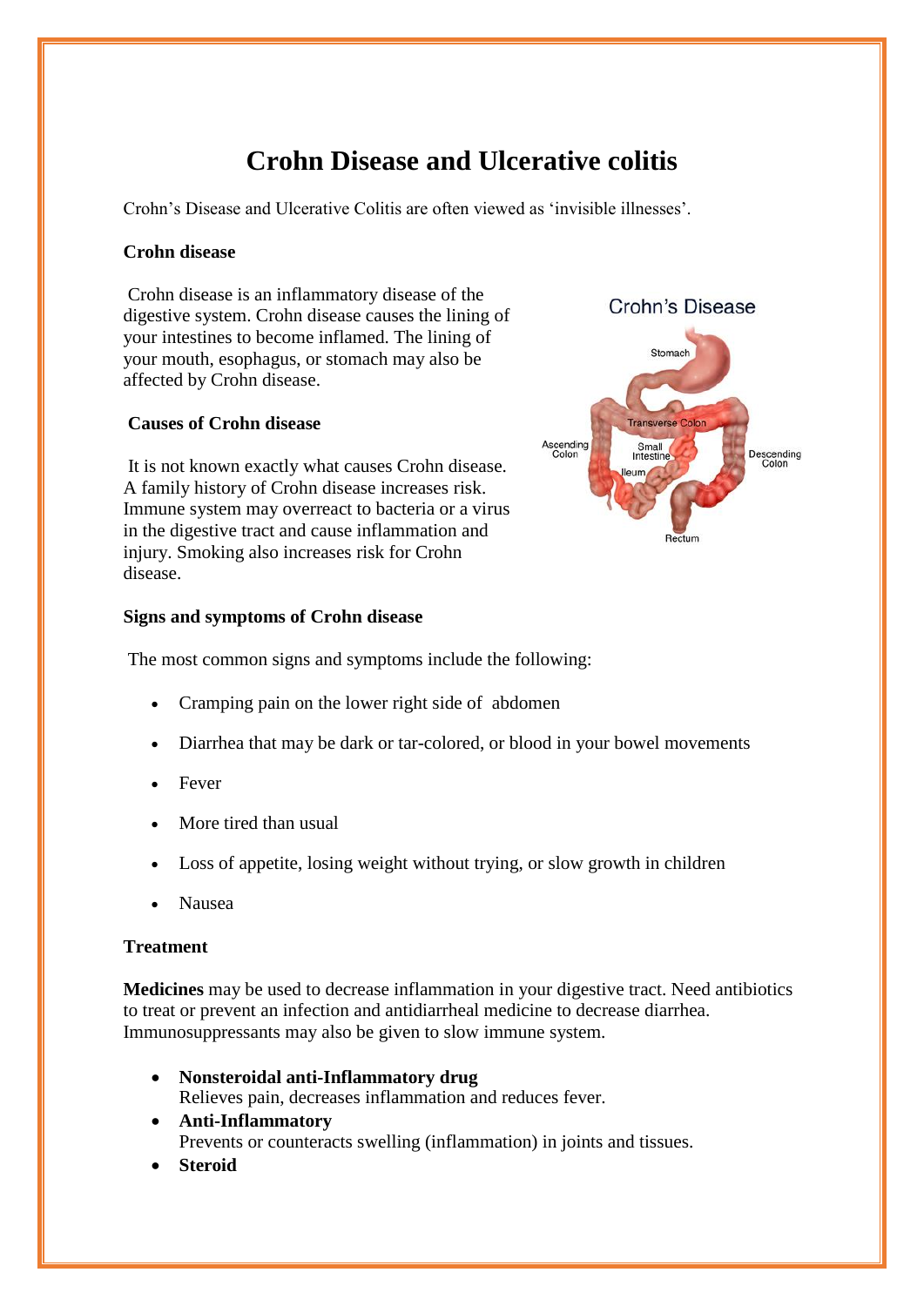# Crohn Disease and Ulcerative colitis

Crohn's Disease and Ulcerative Colitis are often viewed as 'invisible illnesses'.

**Crohn disease**

Crohn disease is an inflammatory disease of the digestive system. Crohn disease causes the lining of your intestines to become inflamed. The lining of your mouth, esophagus, or stomach may also be affected by Crohn disease.

**Causes of Crohn disease**

It is not known exactly what causes Crohn disease. A family history of Crohn disease increases risk. Immune system may overreact to bacteria or a virus in the digestive tract and cause inflammation and injury. Smoking also increases risk for Crohn disease.

**Signs and symptoms of Crohn disease**

The most common signs and symptoms include the following:

- Cramping pain on the lower right side of abdomen
- Diarrhea that may be dark or tar-colored, or blood in your bowel movements
- Fever
- More tired than usual
- Loss of appetite, losing weight without trying, or slow growth in children
- Nausea

**Treatment**

**Medicines** may be used to decrease inflammation in your digestive tract. Need antibiotics to treat or prevent an infection and antidiarrheal medicine to decrease diarrhea. Immunosuppressants may also be given to slow immune system.

- **Nonsteroidal anti-Inflammatory drug**
  Relieves pain, decreases inflammation and reduces fever.
- **Anti-Inflammatory**
  Prevents or counteracts swelling (inflammation) in joints and tissues.
- **Steroid**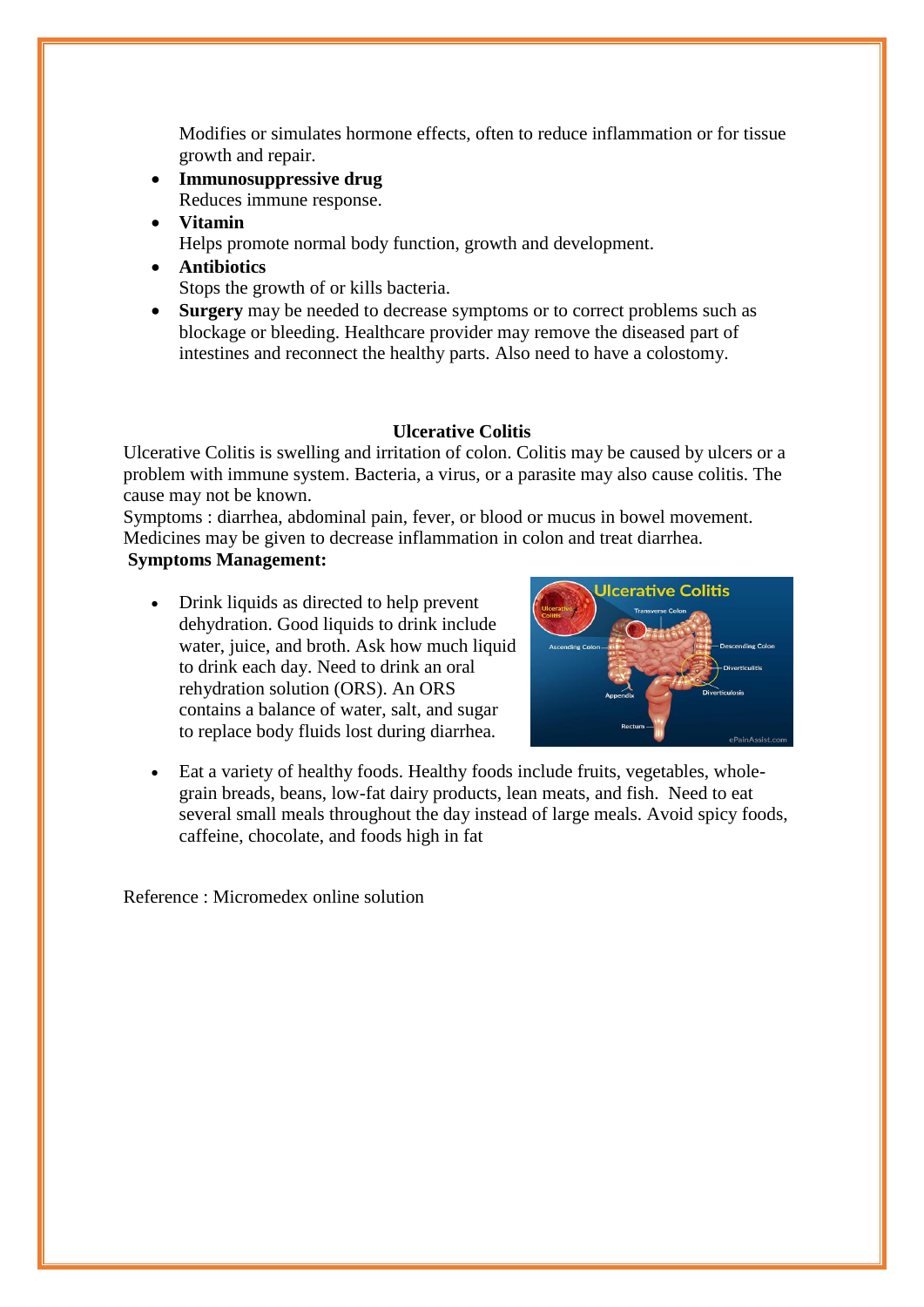Modifies or simulates hormone effects, often to reduce inflammation or for tissue growth and repair.

- **Immunosuppressive drug**
  Reduces immune response.
- **Vitamin**
  Helps promote normal body function, growth and development.
- **Antibiotics**
  Stops the growth of or kills bacteria.
- **Surgery** may be needed to decrease symptoms or to correct problems such as blockage or bleeding. Healthcare provider may remove the diseased part of intestines and reconnect the healthy parts. Also need to have a colostomy.

## Ulcerative Colitis

Ulcerative Colitis is swelling and irritation of colon. Colitis may be caused by ulcers or a problem with immune system. Bacteria, a virus, or a parasite may also cause colitis. The cause may not be known.

Symptoms : diarrhea, abdominal pain, fever, or blood or mucus in bowel movement.

Medicines may be given to decrease inflammation in colon and treat diarrhea.

**Symptoms Management:**

- Drink liquids as directed to help prevent dehydration. Good liquids to drink include water, juice, and broth. Ask how much liquid to drink each day. Need to drink an oral rehydration solution (ORS). An ORS contains a balance of water, salt, and sugar to replace body fluids lost during diarrhea.
- Eat a variety of healthy foods. Healthy foods include fruits, vegetables, whole-grain breads, beans, low-fat dairy products, lean meats, and fish. Need to eat several small meals throughout the day instead of large meals. Avoid spicy foods, caffeine, chocolate, and foods high in fat

Reference : Micromedex online solution